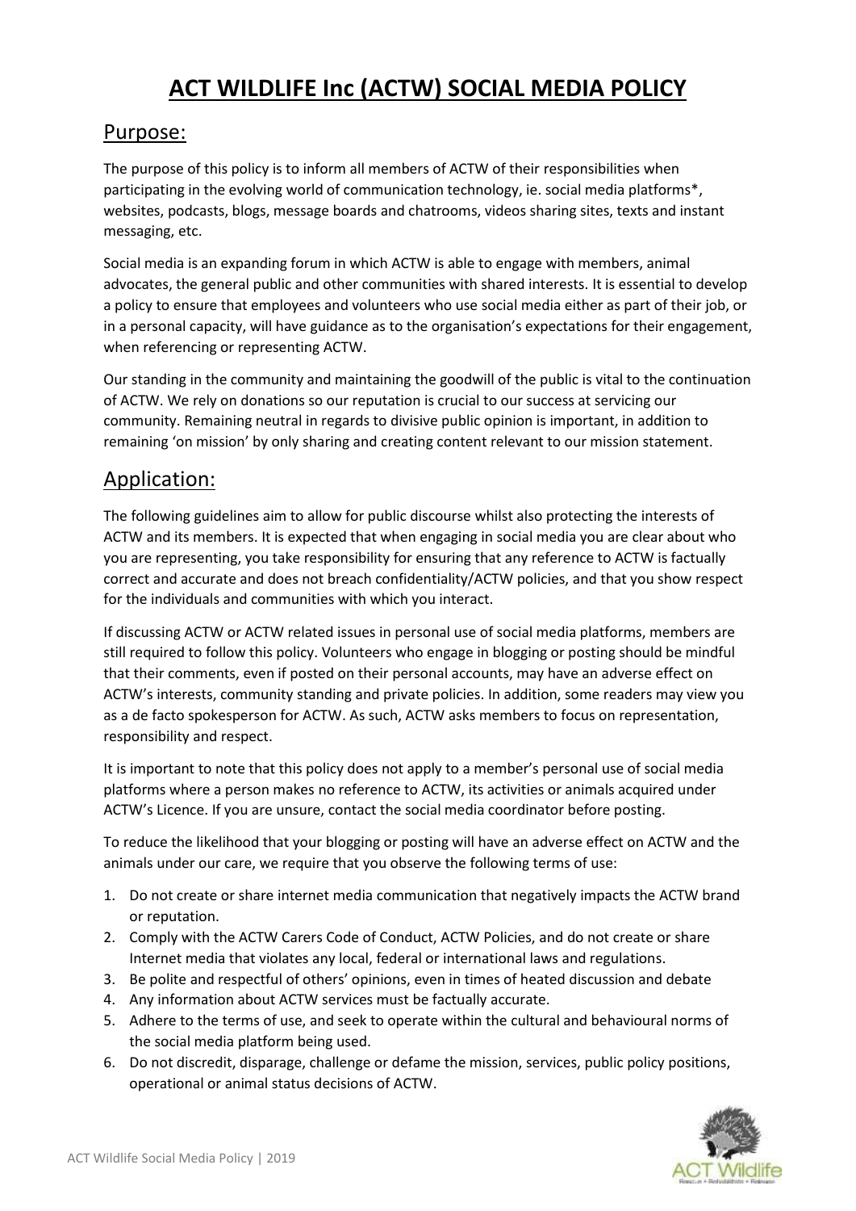# ACT WILDLIFE Inc (ACTW) SOCIAL MEDIA POLICY

## Purpose:

The purpose of this policy is to inform all members of ACTW of their responsibilities when participating in the evolving world of communication technology, ie. social media platforms*, websites, podcasts, blogs, message boards and chatrooms, videos sharing sites, texts and instant messaging, etc.

Social media is an expanding forum in which ACTW is able to engage with members, animal advocates, the general public and other communities with shared interests. It is essential to develop a policy to ensure that employees and volunteers who use social media either as part of their job, or in a personal capacity, will have guidance as to the organisation's expectations for their engagement, when referencing or representing ACTW.

Our standing in the community and maintaining the goodwill of the public is vital to the continuation of ACTW. We rely on donations so our reputation is crucial to our success at servicing our community. Remaining neutral in regards to divisive public opinion is important, in addition to remaining 'on mission' by only sharing and creating content relevant to our mission statement.

## Application:

The following guidelines aim to allow for public discourse whilst also protecting the interests of ACTW and its members. It is expected that when engaging in social media you are clear about who you are representing, you take responsibility for ensuring that any reference to ACTW is factually correct and accurate and does not breach confidentiality/ACTW policies, and that you show respect for the individuals and communities with which you interact.

If discussing ACTW or ACTW related issues in personal use of social media platforms, members are still required to follow this policy. Volunteers who engage in blogging or posting should be mindful that their comments, even if posted on their personal accounts, may have an adverse effect on ACTW's interests, community standing and private policies. In addition, some readers may view you as a de facto spokesperson for ACTW. As such, ACTW asks members to focus on representation, responsibility and respect.

It is important to note that this policy does not apply to a member's personal use of social media platforms where a person makes no reference to ACTW, its activities or animals acquired under ACTW's Licence. If you are unsure, contact the social media coordinator before posting.

To reduce the likelihood that your blogging or posting will have an adverse effect on ACTW and the animals under our care, we require that you observe the following terms of use:

1. Do not create or share internet media communication that negatively impacts the ACTW brand or reputation.
2. Comply with the ACTW Carers Code of Conduct, ACTW Policies, and do not create or share Internet media that violates any local, federal or international laws and regulations.
3. Be polite and respectful of others' opinions, even in times of heated discussion and debate
4. Any information about ACTW services must be factually accurate.
5. Adhere to the terms of use, and seek to operate within the cultural and behavioural norms of the social media platform being used.
6. Do not discredit, disparage, challenge or defame the mission, services, public policy positions, operational or animal status decisions of ACTW.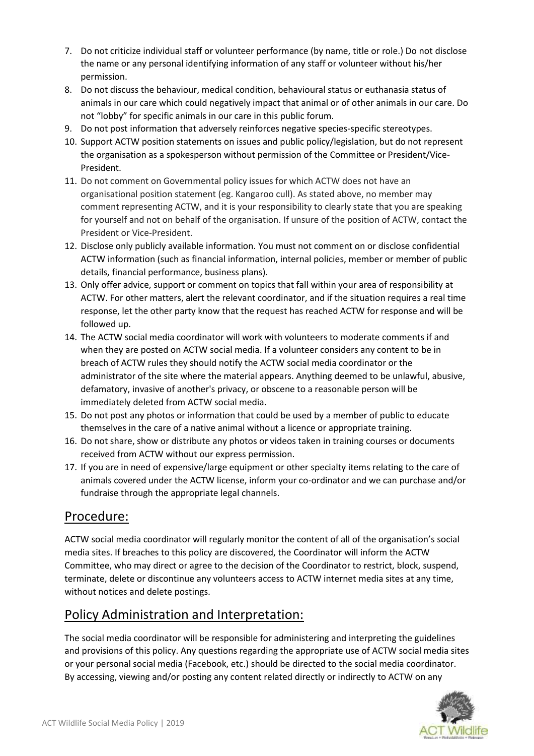7. Do not criticize individual staff or volunteer performance (by name, title or role.) Do not disclose the name or any personal identifying information of any staff or volunteer without his/her permission.
8. Do not discuss the behaviour, medical condition, behavioural status or euthanasia status of animals in our care which could negatively impact that animal or of other animals in our care. Do not "lobby" for specific animals in our care in this public forum.
9. Do not post information that adversely reinforces negative species-specific stereotypes.
10. Support ACTW position statements on issues and public policy/legislation, but do not represent the organisation as a spokesperson without permission of the Committee or President/Vice-President.
11. Do not comment on Governmental policy issues for which ACTW does not have an organisational position statement (eg. Kangaroo cull). As stated above, no member may comment representing ACTW, and it is your responsibility to clearly state that you are speaking for yourself and not on behalf of the organisation. If unsure of the position of ACTW, contact the President or Vice-President.
12. Disclose only publicly available information. You must not comment on or disclose confidential ACTW information (such as financial information, internal policies, member or member of public details, financial performance, business plans).
13. Only offer advice, support or comment on topics that fall within your area of responsibility at ACTW. For other matters, alert the relevant coordinator, and if the situation requires a real time response, let the other party know that the request has reached ACTW for response and will be followed up.
14. The ACTW social media coordinator will work with volunteers to moderate comments if and when they are posted on ACTW social media. If a volunteer considers any content to be in breach of ACTW rules they should notify the ACTW social media coordinator or the administrator of the site where the material appears. Anything deemed to be unlawful, abusive, defamatory, invasive of another's privacy, or obscene to a reasonable person will be immediately deleted from ACTW social media.
15. Do not post any photos or information that could be used by a member of public to educate themselves in the care of a native animal without a licence or appropriate training.
16. Do not share, show or distribute any photos or videos taken in training courses or documents received from ACTW without our express permission.
17. If you are in need of expensive/large equipment or other specialty items relating to the care of animals covered under the ACTW license, inform your co-ordinator and we can purchase and/or fundraise through the appropriate legal channels.

## Procedure:

ACTW social media coordinator will regularly monitor the content of all of the organisation's social media sites. If breaches to this policy are discovered, the Coordinator will inform the ACTW Committee, who may direct or agree to the decision of the Coordinator to restrict, block, suspend, terminate, delete or discontinue any volunteers access to ACTW internet media sites at any time, without notices and delete postings.

## Policy Administration and Interpretation:

The social media coordinator will be responsible for administering and interpreting the guidelines and provisions of this policy. Any questions regarding the appropriate use of ACTW social media sites or your personal social media (Facebook, etc.) should be directed to the social media coordinator. By accessing, viewing and/or posting any content related directly or indirectly to ACTW on any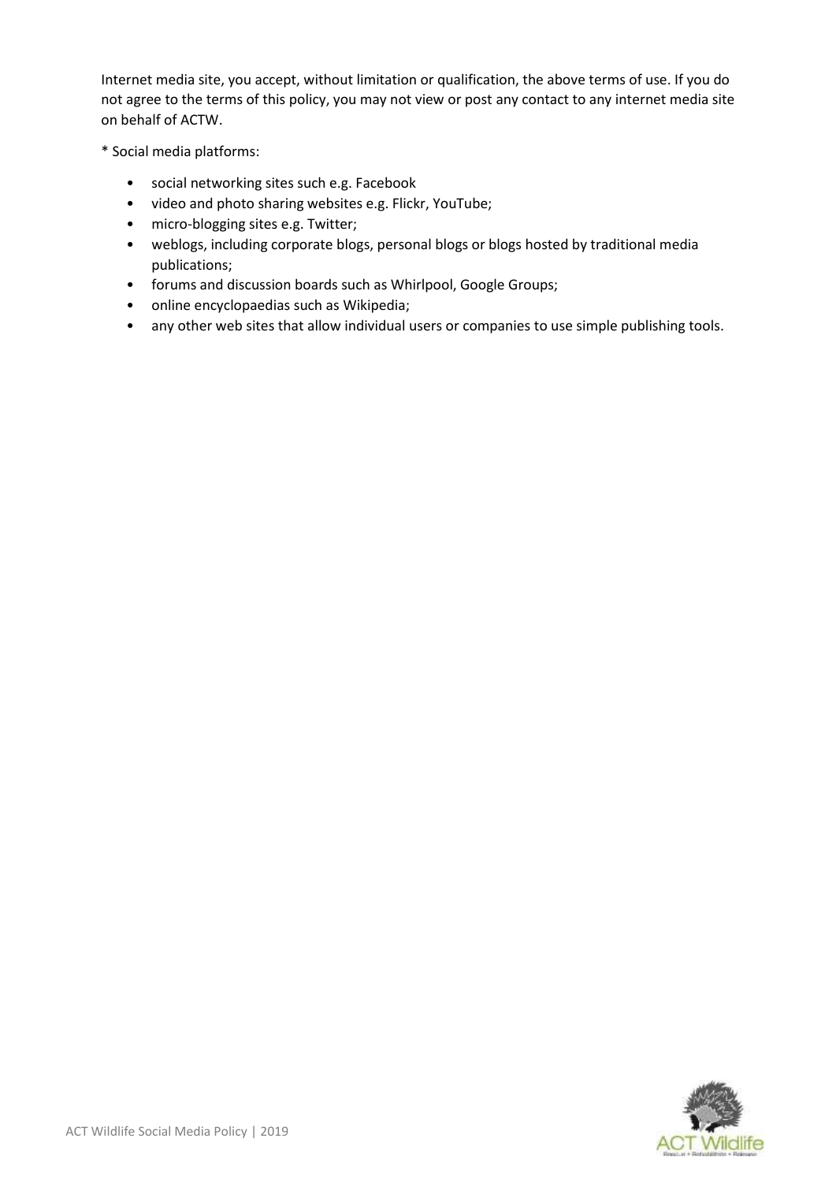Internet media site, you accept, without limitation or qualification, the above terms of use. If you do not agree to the terms of this policy, you may not view or post any contact to any internet media site on behalf of ACTW.

* Social media platforms:

- social networking sites such e.g. Facebook
- video and photo sharing websites e.g. Flickr, YouTube;
- micro-blogging sites e.g. Twitter;
- weblogs, including corporate blogs, personal blogs or blogs hosted by traditional media publications;
- forums and discussion boards such as Whirlpool, Google Groups;
- online encyclopaedias such as Wikipedia;
- any other web sites that allow individual users or companies to use simple publishing tools.